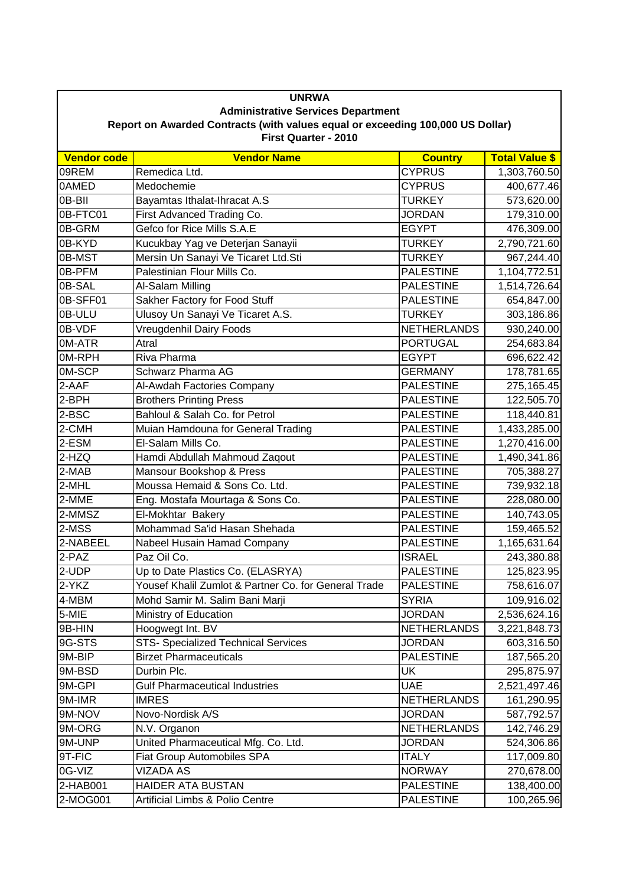# UNRWA

## Administrative Services Department

### Report on Awarded Contracts (with values equal or exceeding 100,000 US Dollar)

### First Quarter - 2010

| Vendor code | Vendor Name | Country | Total Value $ |
|---|---|---|---|
| 09REM | Remedica Ltd. | CYPRUS | 1,303,760.50 |
| 0AMED | Medochemie | CYPRUS | 400,677.46 |
| 0B-BII | Bayamtas Ithalat-Ihracat A.S | TURKEY | 573,620.00 |
| 0B-FTC01 | First Advanced Trading Co. | JORDAN | 179,310.00 |
| 0B-GRM | Gefco for Rice Mills S.A.E | EGYPT | 476,309.00 |
| 0B-KYD | Kucukbay Yag ve Deterjan Sanayii | TURKEY | 2,790,721.60 |
| 0B-MST | Mersin Un Sanayi Ve Ticaret Ltd.Sti | TURKEY | 967,244.40 |
| 0B-PFM | Palestinian Flour Mills Co. | PALESTINE | 1,104,772.51 |
| 0B-SAL | Al-Salam Milling | PALESTINE | 1,514,726.64 |
| 0B-SFF01 | Sakher Factory for Food Stuff | PALESTINE | 654,847.00 |
| 0B-ULU | Ulusoy Un Sanayi Ve Ticaret A.S. | TURKEY | 303,186.86 |
| 0B-VDF | Vreugdenhil Dairy Foods | NETHERLANDS | 930,240.00 |
| 0M-ATR | Atral | PORTUGAL | 254,683.84 |
| 0M-RPH | Riva Pharma | EGYPT | 696,622.42 |
| 0M-SCP | Schwarz Pharma AG | GERMANY | 178,781.65 |
| 2-AAF | Al-Awdah Factories Company | PALESTINE | 275,165.45 |
| 2-BPH | Brothers Printing Press | PALESTINE | 122,505.70 |
| 2-BSC | Bahloul & Salah Co. for Petrol | PALESTINE | 118,440.81 |
| 2-CMH | Muian Hamdouna for General Trading | PALESTINE | 1,433,285.00 |
| 2-ESM | El-Salam Mills Co. | PALESTINE | 1,270,416.00 |
| 2-HZQ | Hamdi Abdullah Mahmoud Zaqout | PALESTINE | 1,490,341.86 |
| 2-MAB | Mansour Bookshop & Press | PALESTINE | 705,388.27 |
| 2-MHL | Moussa Hemaid & Sons Co. Ltd. | PALESTINE | 739,932.18 |
| 2-MME | Eng. Mostafa Mourtaga & Sons Co. | PALESTINE | 228,080.00 |
| 2-MMSZ | El-Mokhtar Bakery | PALESTINE | 140,743.05 |
| 2-MSS | Mohammad Sa'id Hasan Shehada | PALESTINE | 159,465.52 |
| 2-NABEEL | Nabeel Husain Hamad Company | PALESTINE | 1,165,631.64 |
| 2-PAZ | Paz Oil Co. | ISRAEL | 243,380.88 |
| 2-UDP | Up to Date Plastics Co. (ELASRYA) | PALESTINE | 125,823.95 |
| 2-YKZ | Yousef Khalil Zumlot & Partner Co. for General Trade | PALESTINE | 758,616.07 |
| 4-MBM | Mohd Samir M. Salim Bani Marji | SYRIA | 109,916.02 |
| 5-MIE | Ministry of Education | JORDAN | 2,536,624.16 |
| 9B-HIN | Hoogwegt Int. BV | NETHERLANDS | 3,221,848.73 |
| 9G-STS | STS- Specialized Technical Services | JORDAN | 603,316.50 |
| 9M-BIP | Birzet Pharmaceuticals | PALESTINE | 187,565.20 |
| 9M-BSD | Durbin Plc. | UK | 295,875.97 |
| 9M-GPI | Gulf Pharmaceutical Industries | UAE | 2,521,497.46 |
| 9M-IMR | IMRES | NETHERLANDS | 161,290.95 |
| 9M-NOV | Novo-Nordisk A/S | JORDAN | 587,792.57 |
| 9M-ORG | N.V. Organon | NETHERLANDS | 142,746.29 |
| 9M-UNP | United Pharmaceutical Mfg. Co. Ltd. | JORDAN | 524,306.86 |
| 9T-FIC | Fiat Group Automobiles SPA | ITALY | 117,009.80 |
| 0G-VIZ | VIZADA AS | NORWAY | 270,678.00 |
| 2-HAB001 | HAIDER ATA BUSTAN | PALESTINE | 138,400.00 |
| 2-MOG001 | Artificial Limbs & Polio Centre | PALESTINE | 100,265.96 |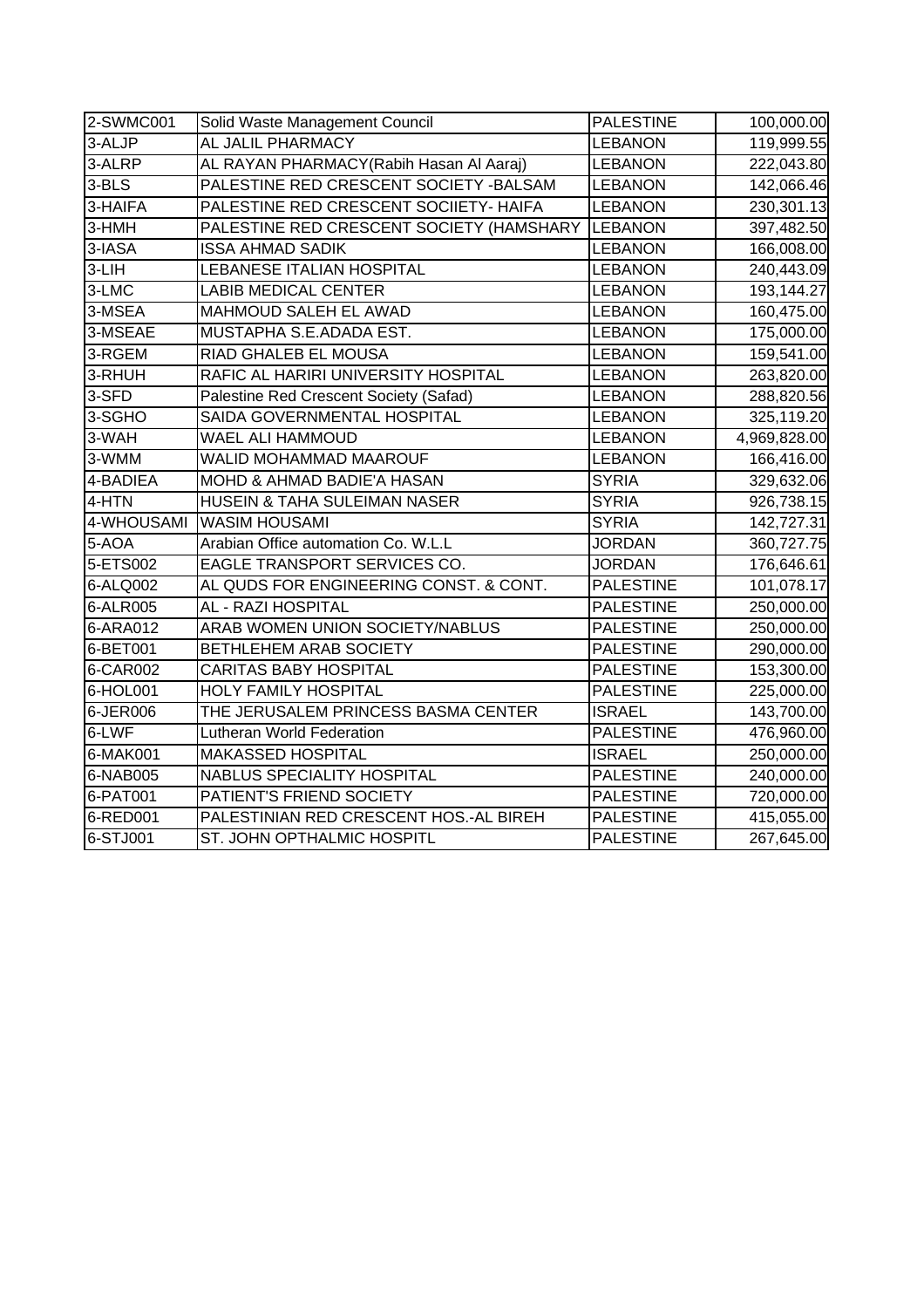| | | | |
|---|---|---|---|
| 2-SWMC001 | Solid Waste Management Council | PALESTINE | 100,000.00 |
| 3-ALJP | AL JALIL PHARMACY | LEBANON | 119,999.55 |
| 3-ALRP | AL RAYAN PHARMACY(Rabih Hasan Al Aaraj) | LEBANON | 222,043.80 |
| 3-BLS | PALESTINE RED CRESCENT SOCIETY -BALSAM | LEBANON | 142,066.46 |
| 3-HAIFA | PALESTINE RED CRESCENT SOCIIETY- HAIFA | LEBANON | 230,301.13 |
| 3-HMH | PALESTINE RED CRESCENT SOCIETY (HAMSHARY | LEBANON | 397,482.50 |
| 3-IASA | ISSA AHMAD SADIK | LEBANON | 166,008.00 |
| 3-LIH | LEBANESE ITALIAN HOSPITAL | LEBANON | 240,443.09 |
| 3-LMC | LABIB MEDICAL CENTER | LEBANON | 193,144.27 |
| 3-MSEA | MAHMOUD SALEH EL AWAD | LEBANON | 160,475.00 |
| 3-MSEAE | MUSTAPHA S.E.ADADA EST. | LEBANON | 175,000.00 |
| 3-RGEM | RIAD GHALEB EL MOUSA | LEBANON | 159,541.00 |
| 3-RHUH | RAFIC AL HARIRI UNIVERSITY HOSPITAL | LEBANON | 263,820.00 |
| 3-SFD | Palestine Red Crescent Society (Safad) | LEBANON | 288,820.56 |
| 3-SGHO | SAIDA GOVERNMENTAL HOSPITAL | LEBANON | 325,119.20 |
| 3-WAH | WAEL ALI HAMMOUD | LEBANON | 4,969,828.00 |
| 3-WMM | WALID MOHAMMAD MAAROUF | LEBANON | 166,416.00 |
| 4-BADIEA | MOHD & AHMAD BADIE'A HASAN | SYRIA | 329,632.06 |
| 4-HTN | HUSEIN & TAHA SULEIMAN NASER | SYRIA | 926,738.15 |
| 4-WHOUSAMI | WASIM HOUSAMI | SYRIA | 142,727.31 |
| 5-AOA | Arabian Office automation Co. W.L.L | JORDAN | 360,727.75 |
| 5-ETS002 | EAGLE TRANSPORT SERVICES CO. | JORDAN | 176,646.61 |
| 6-ALQ002 | AL QUDS FOR ENGINEERING CONST. & CONT. | PALESTINE | 101,078.17 |
| 6-ALR005 | AL - RAZI HOSPITAL | PALESTINE | 250,000.00 |
| 6-ARA012 | ARAB WOMEN UNION SOCIETY/NABLUS | PALESTINE | 250,000.00 |
| 6-BET001 | BETHLEHEM ARAB SOCIETY | PALESTINE | 290,000.00 |
| 6-CAR002 | CARITAS BABY HOSPITAL | PALESTINE | 153,300.00 |
| 6-HOL001 | HOLY FAMILY HOSPITAL | PALESTINE | 225,000.00 |
| 6-JER006 | THE JERUSALEM PRINCESS BASMA CENTER | ISRAEL | 143,700.00 |
| 6-LWF | Lutheran World Federation | PALESTINE | 476,960.00 |
| 6-MAK001 | MAKASSED HOSPITAL | ISRAEL | 250,000.00 |
| 6-NAB005 | NABLUS SPECIALITY HOSPITAL | PALESTINE | 240,000.00 |
| 6-PAT001 | PATIENT'S FRIEND SOCIETY | PALESTINE | 720,000.00 |
| 6-RED001 | PALESTINIAN RED CRESCENT HOS.-AL BIREH | PALESTINE | 415,055.00 |
| 6-STJ001 | ST. JOHN OPTHALMIC HOSPITL | PALESTINE | 267,645.00 |